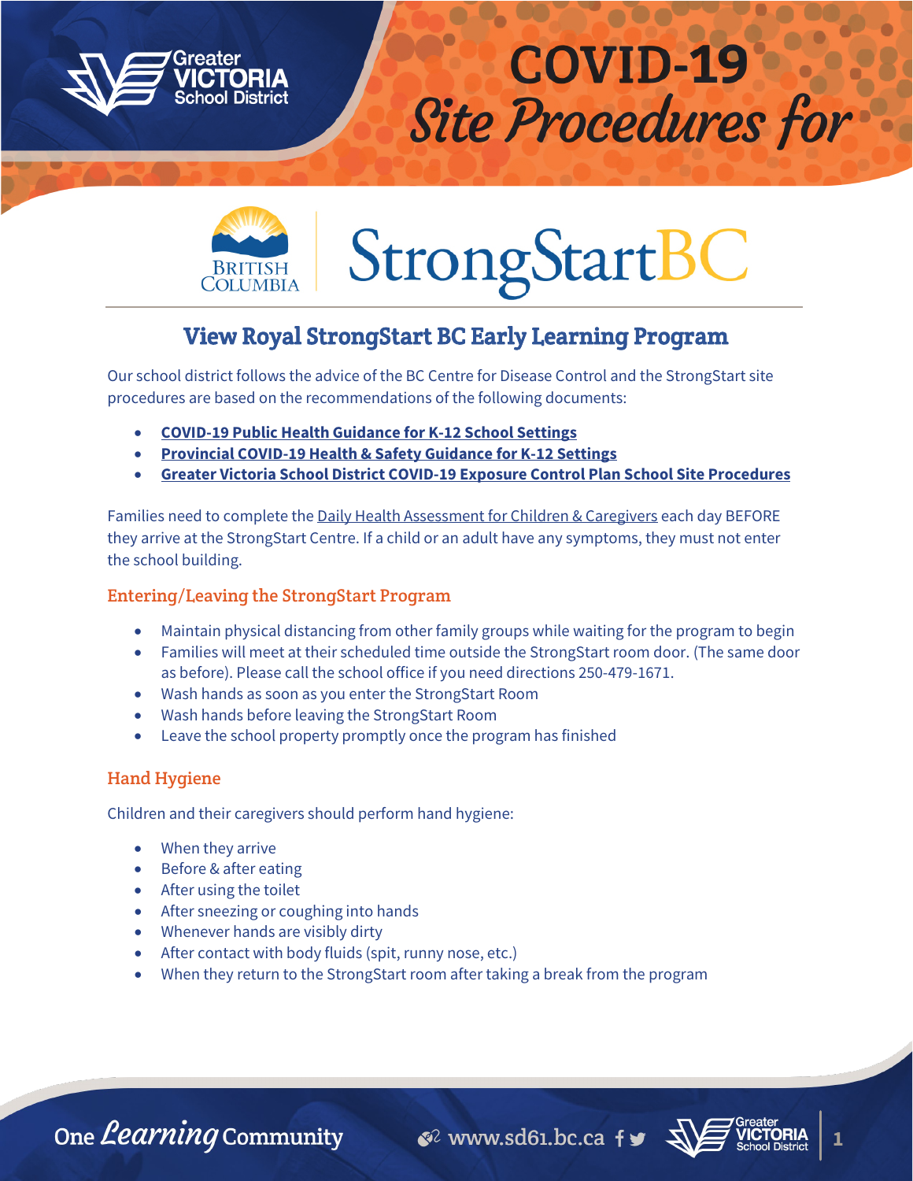# COVID-19 Site Procedures for

# StrongStartBC

## View Royal StrongStart BC Early Learning Program

Our school district follows the advice of the BC Centre for Disease Control and the StrongStart site procedures are based on the recommendations of the following documents:

- **COVID-19 Public Health Guidance for K-12 School Settings**
- **Provincial COVID-19 Health & Safety Guidance for K-12 Settings**
- **Greater Victoria School District COVID-19 Exposure Control Plan School Site Procedures**

Families need to complete the Daily Health Assessment for Children & Caregivers each day BEFORE they arrive at the StrongStart Centre. If a child or an adult have any symptoms, they must not enter the school building.

### Entering/Leaving the StrongStart Program

- Maintain physical distancing from other family groups while waiting for the program to begin
- Families will meet at their scheduled time outside the StrongStart room door. (The same door as before). Please call the school office if you need directions 250-479-1671.
- Wash hands as soon as you enter the StrongStart Room
- Wash hands before leaving the StrongStart Room
- Leave the school property promptly once the program has finished

### Hand Hygiene

Children and their caregivers should perform hand hygiene:

- When they arrive
- Before & after eating
- After using the toilet
- After sneezing or coughing into hands
- Whenever hands are visibly dirty
- After contact with body fluids (spit, runny nose, etc.)
- When they return to the StrongStart room after taking a break from the program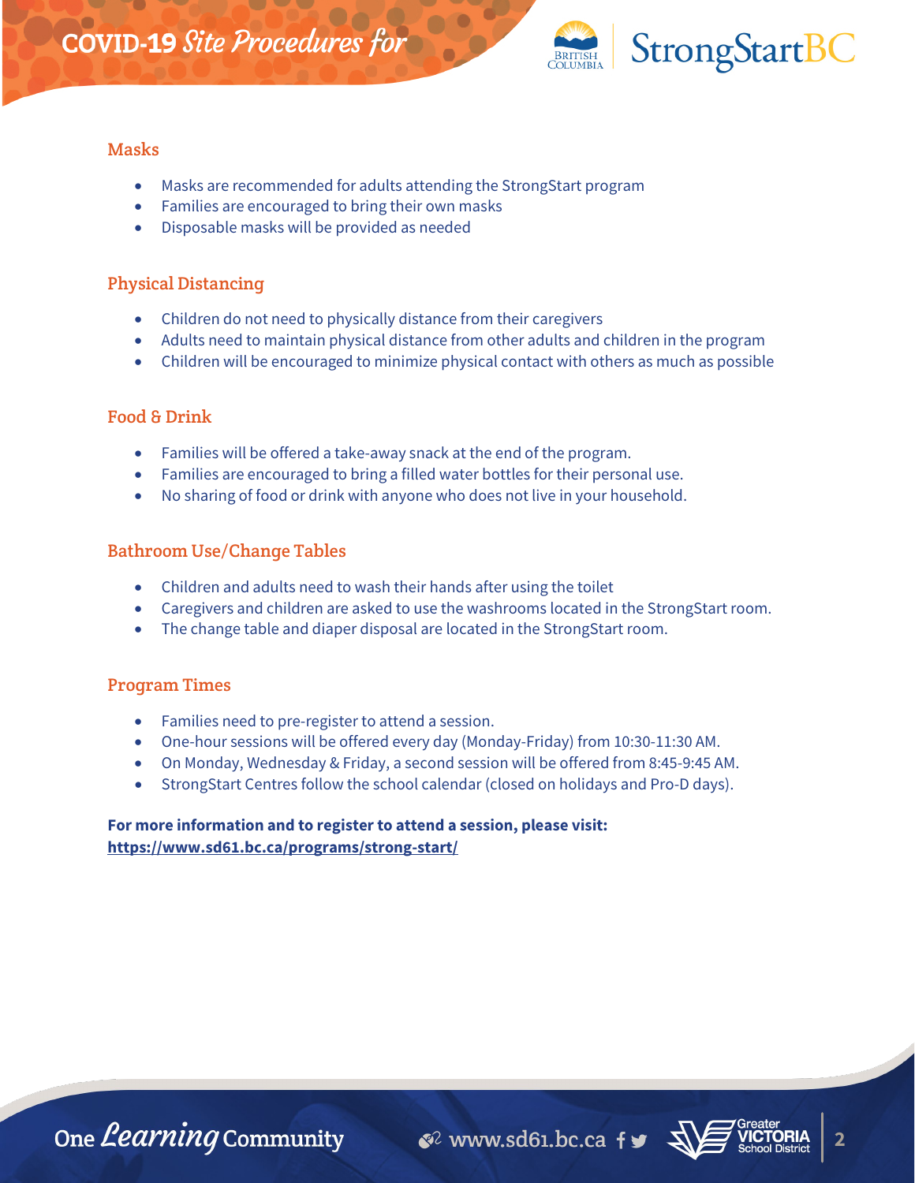# COVID-19 *Site Procedures for*

## Masks

- Masks are recommended for adults attending the StrongStart program
- Families are encouraged to bring their own masks
- Disposable masks will be provided as needed

## Physical Distancing

- Children do not need to physically distance from their caregivers
- Adults need to maintain physical distance from other adults and children in the program
- Children will be encouraged to minimize physical contact with others as much as possible

## Food & Drink

- Families will be offered a take-away snack at the end of the program.
- Families are encouraged to bring a filled water bottles for their personal use.
- No sharing of food or drink with anyone who does not live in your household.

## Bathroom Use/Change Tables

- Children and adults need to wash their hands after using the toilet
- Caregivers and children are asked to use the washrooms located in the StrongStart room.
- The change table and diaper disposal are located in the StrongStart room.

## Program Times

- Families need to pre-register to attend a session.
- One-hour sessions will be offered every day (Monday-Friday) from 10:30-11:30 AM.
- On Monday, Wednesday & Friday, a second session will be offered from 8:45-9:45 AM.
- StrongStart Centres follow the school calendar (closed on holidays and Pro-D days).

**For more information and to register to attend a session, please visit:**
**https://www.sd61.bc.ca/programs/strong-start/**